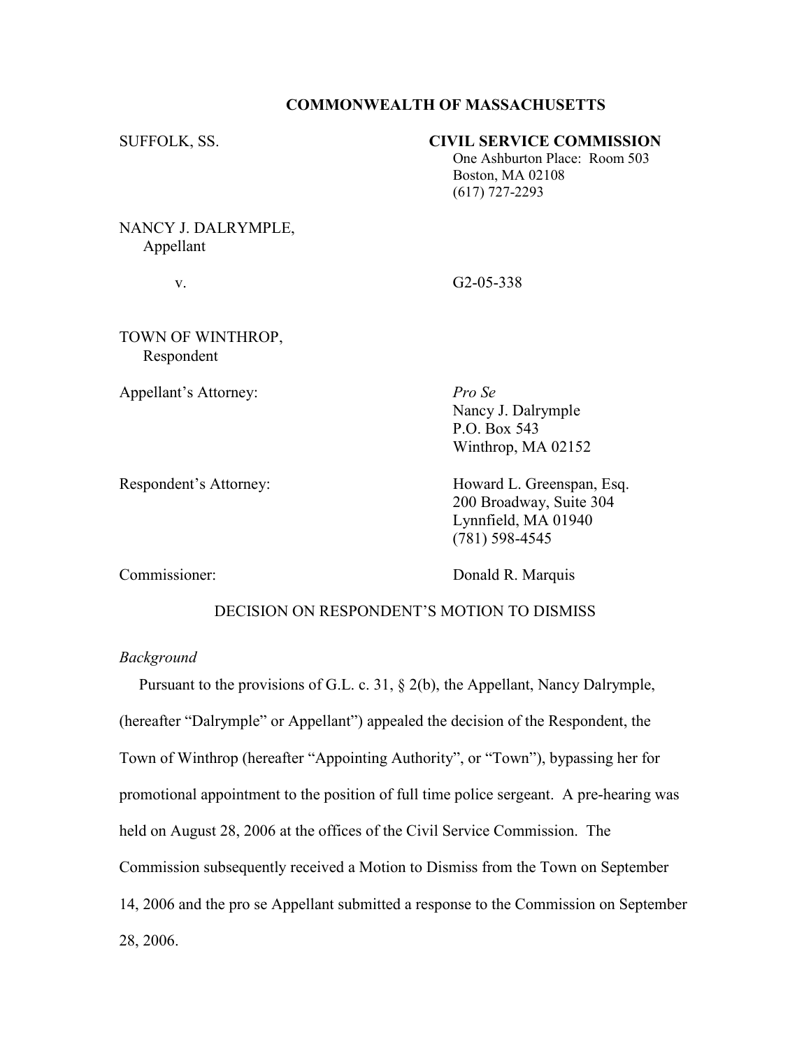**COMMONWEALTH OF MASSACHUSETTS**

SUFFOLK, SS.

**CIVIL SERVICE COMMISSION**
One Ashburton Place: Room 503
Boston, MA 02108
(617) 727-2293

NANCY J. DALRYMPLE,
Appellant

v.

G2-05-338

TOWN OF WINTHROP,
Respondent

Appellant's Attorney: *Pro Se*
Nancy J. Dalrymple
P.O. Box 543
Winthrop, MA 02152

Respondent's Attorney: Howard L. Greenspan, Esq.
200 Broadway, Suite 304
Lynnfield, MA 01940
(781) 598-4545

Commissioner: Donald R. Marquis

DECISION ON RESPONDENT'S MOTION TO DISMISS

*Background*

Pursuant to the provisions of G.L. c. 31, § 2(b), the Appellant, Nancy Dalrymple, (hereafter "Dalrymple" or Appellant") appealed the decision of the Respondent, the Town of Winthrop (hereafter "Appointing Authority", or "Town"), bypassing her for promotional appointment to the position of full time police sergeant. A pre-hearing was held on August 28, 2006 at the offices of the Civil Service Commission. The Commission subsequently received a Motion to Dismiss from the Town on September 14, 2006 and the pro se Appellant submitted a response to the Commission on September 28, 2006.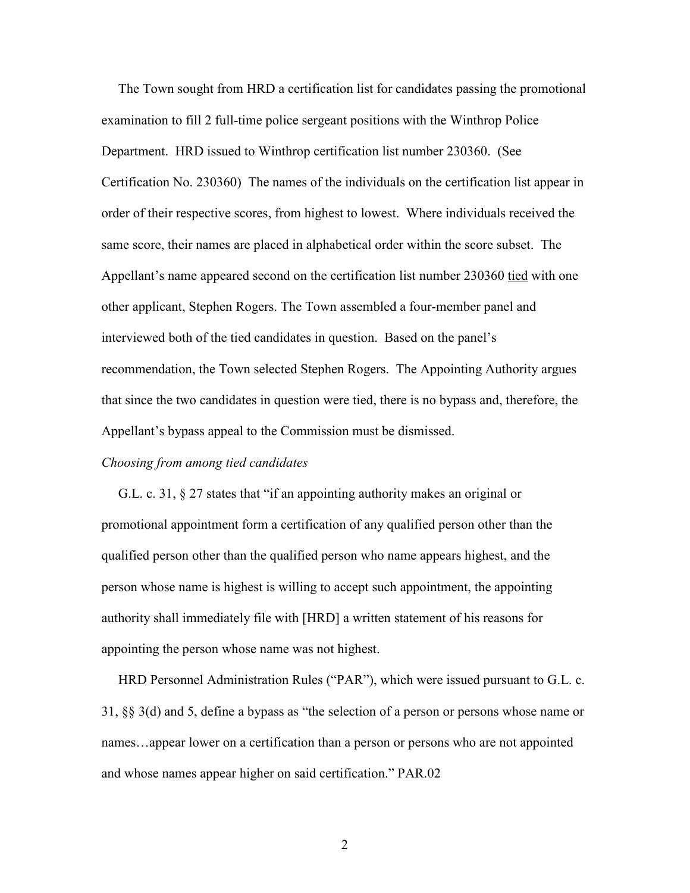The Town sought from HRD a certification list for candidates passing the promotional examination to fill 2 full-time police sergeant positions with the Winthrop Police Department. HRD issued to Winthrop certification list number 230360. (See Certification No. 230360) The names of the individuals on the certification list appear in order of their respective scores, from highest to lowest. Where individuals received the same score, their names are placed in alphabetical order within the score subset. The Appellant's name appeared second on the certification list number 230360 tied with one other applicant, Stephen Rogers. The Town assembled a four-member panel and interviewed both of the tied candidates in question. Based on the panel's recommendation, the Town selected Stephen Rogers. The Appointing Authority argues that since the two candidates in question were tied, there is no bypass and, therefore, the Appellant's bypass appeal to the Commission must be dismissed.

*Choosing from among tied candidates*

G.L. c. 31, § 27 states that "if an appointing authority makes an original or promotional appointment form a certification of any qualified person other than the qualified person other than the qualified person who name appears highest, and the person whose name is highest is willing to accept such appointment, the appointing authority shall immediately file with [HRD] a written statement of his reasons for appointing the person whose name was not highest.

HRD Personnel Administration Rules ("PAR"), which were issued pursuant to G.L. c. 31, §§ 3(d) and 5, define a bypass as "the selection of a person or persons whose name or names…appear lower on a certification than a person or persons who are not appointed and whose names appear higher on said certification." PAR.02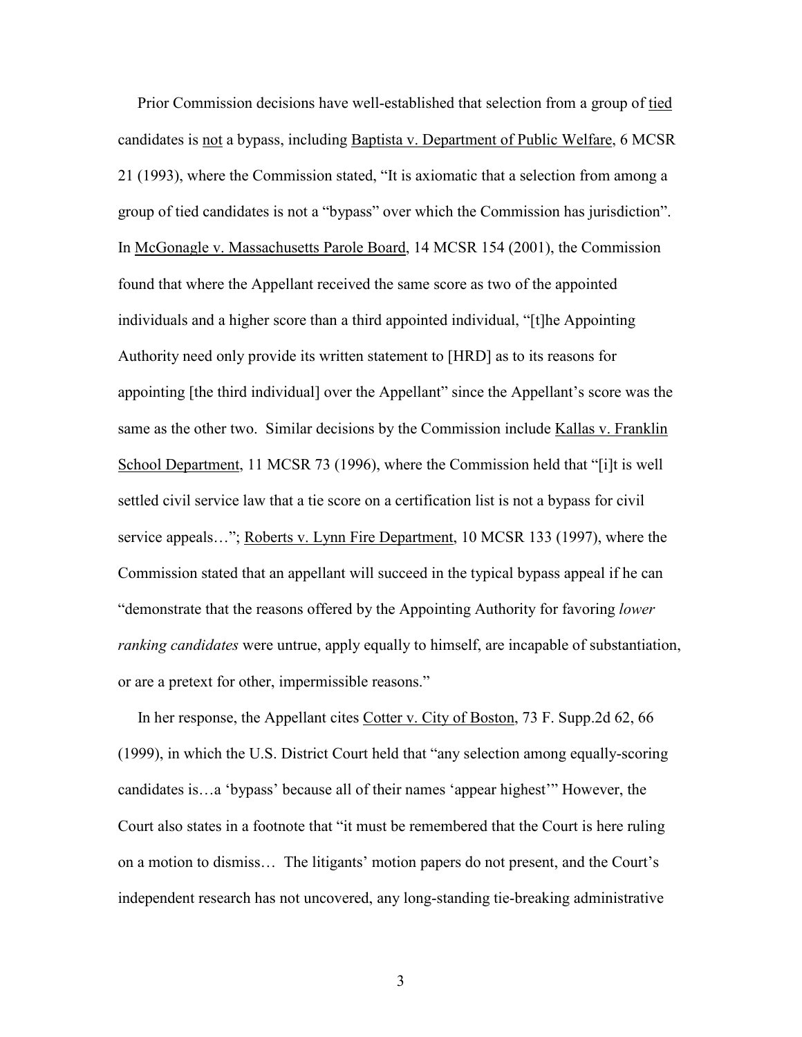Prior Commission decisions have well-established that selection from a group of tied candidates is not a bypass, including Baptista v. Department of Public Welfare, 6 MCSR 21 (1993), where the Commission stated, "It is axiomatic that a selection from among a group of tied candidates is not a "bypass" over which the Commission has jurisdiction". In McGonagle v. Massachusetts Parole Board, 14 MCSR 154 (2001), the Commission found that where the Appellant received the same score as two of the appointed individuals and a higher score than a third appointed individual, "[t]he Appointing Authority need only provide its written statement to [HRD] as to its reasons for appointing [the third individual] over the Appellant" since the Appellant's score was the same as the other two. Similar decisions by the Commission include Kallas v. Franklin School Department, 11 MCSR 73 (1996), where the Commission held that "[i]t is well settled civil service law that a tie score on a certification list is not a bypass for civil service appeals…"; Roberts v. Lynn Fire Department, 10 MCSR 133 (1997), where the Commission stated that an appellant will succeed in the typical bypass appeal if he can "demonstrate that the reasons offered by the Appointing Authority for favoring *lower ranking candidates* were untrue, apply equally to himself, are incapable of substantiation, or are a pretext for other, impermissible reasons."

In her response, the Appellant cites Cotter v. City of Boston, 73 F. Supp.2d 62, 66 (1999), in which the U.S. District Court held that "any selection among equally-scoring candidates is…a 'bypass' because all of their names 'appear highest'" However, the Court also states in a footnote that "it must be remembered that the Court is here ruling on a motion to dismiss… The litigants' motion papers do not present, and the Court's independent research has not uncovered, any long-standing tie-breaking administrative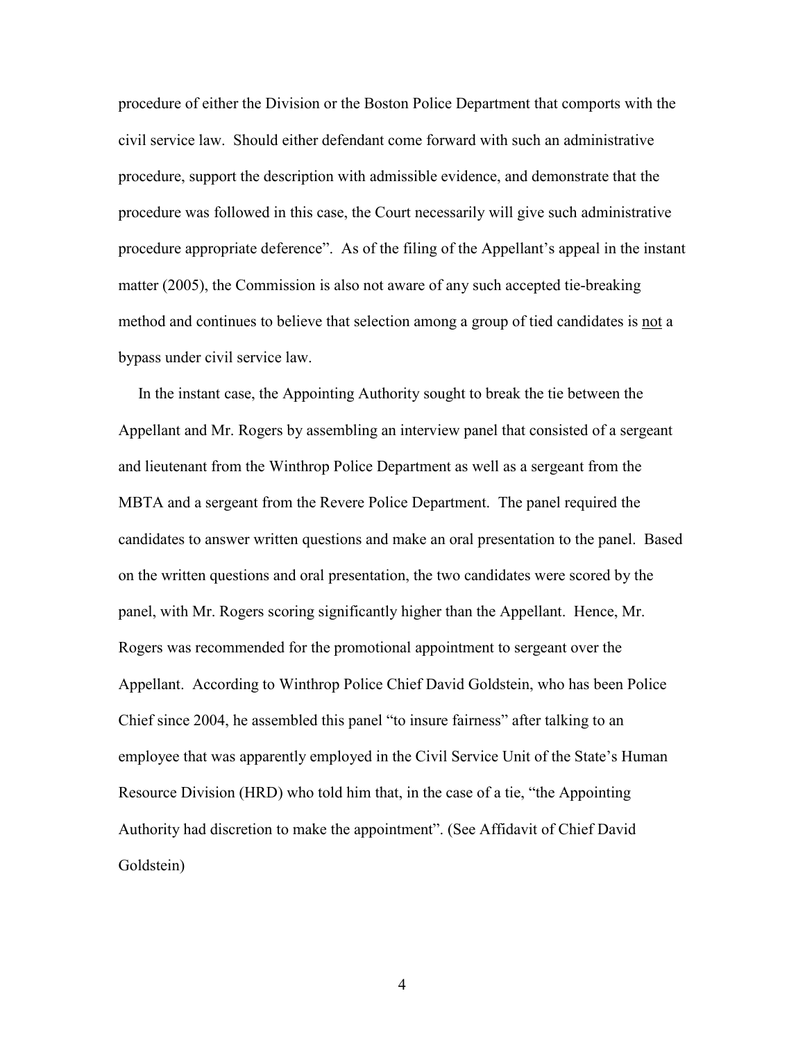procedure of either the Division or the Boston Police Department that comports with the civil service law. Should either defendant come forward with such an administrative procedure, support the description with admissible evidence, and demonstrate that the procedure was followed in this case, the Court necessarily will give such administrative procedure appropriate deference". As of the filing of the Appellant's appeal in the instant matter (2005), the Commission is also not aware of any such accepted tie-breaking method and continues to believe that selection among a group of tied candidates is <u>not</u> a bypass under civil service law.

In the instant case, the Appointing Authority sought to break the tie between the Appellant and Mr. Rogers by assembling an interview panel that consisted of a sergeant and lieutenant from the Winthrop Police Department as well as a sergeant from the MBTA and a sergeant from the Revere Police Department. The panel required the candidates to answer written questions and make an oral presentation to the panel. Based on the written questions and oral presentation, the two candidates were scored by the panel, with Mr. Rogers scoring significantly higher than the Appellant. Hence, Mr. Rogers was recommended for the promotional appointment to sergeant over the Appellant. According to Winthrop Police Chief David Goldstein, who has been Police Chief since 2004, he assembled this panel "to insure fairness" after talking to an employee that was apparently employed in the Civil Service Unit of the State's Human Resource Division (HRD) who told him that, in the case of a tie, "the Appointing Authority had discretion to make the appointment". (See Affidavit of Chief David Goldstein)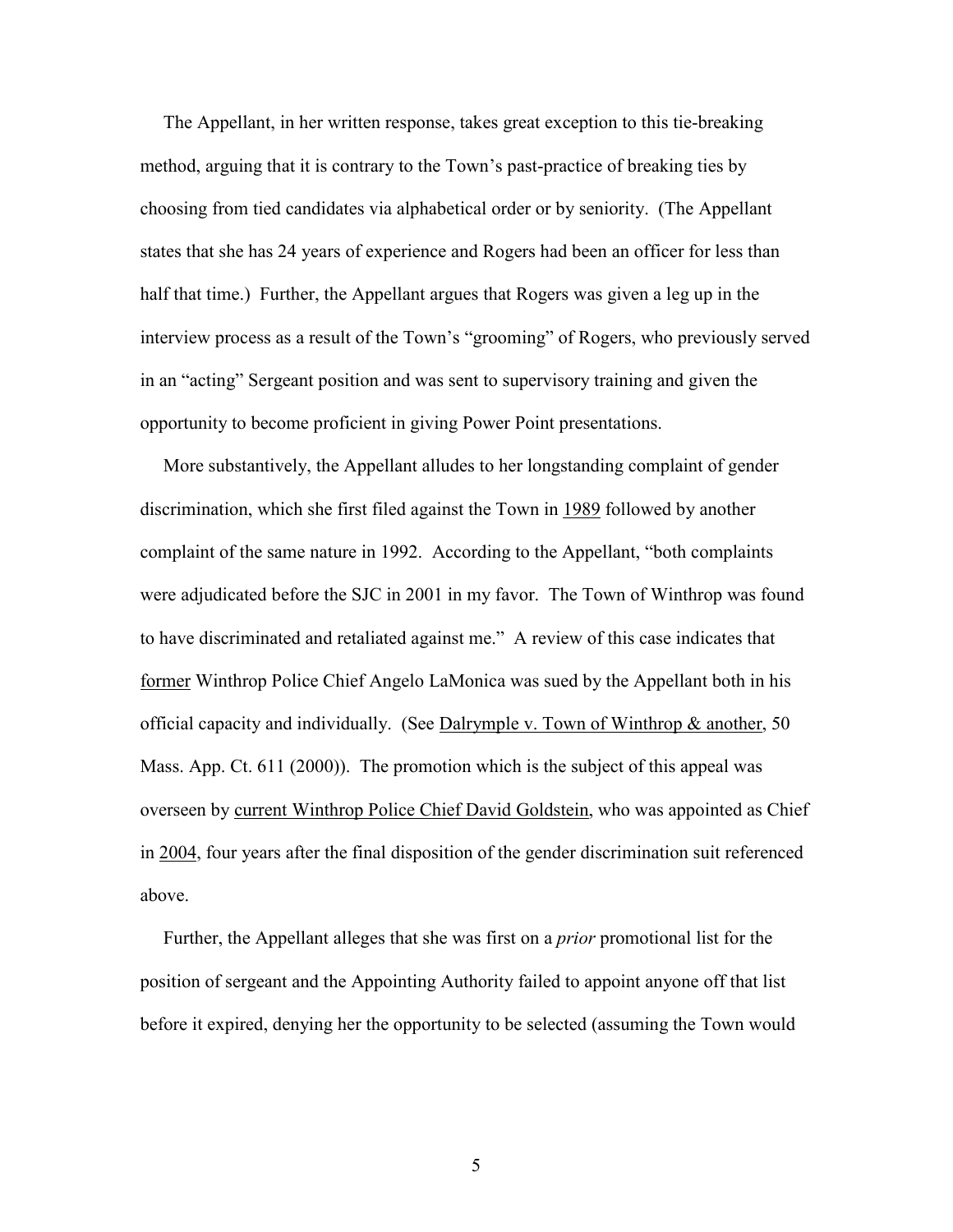The Appellant, in her written response, takes great exception to this tie-breaking method, arguing that it is contrary to the Town's past-practice of breaking ties by choosing from tied candidates via alphabetical order or by seniority. (The Appellant states that she has 24 years of experience and Rogers had been an officer for less than half that time.) Further, the Appellant argues that Rogers was given a leg up in the interview process as a result of the Town's "grooming" of Rogers, who previously served in an "acting" Sergeant position and was sent to supervisory training and given the opportunity to become proficient in giving Power Point presentations.

More substantively, the Appellant alludes to her longstanding complaint of gender discrimination, which she first filed against the Town in <u>1989</u> followed by another complaint of the same nature in 1992. According to the Appellant, "both complaints were adjudicated before the SJC in 2001 in my favor. The Town of Winthrop was found to have discriminated and retaliated against me." A review of this case indicates that <u>former</u> Winthrop Police Chief Angelo LaMonica was sued by the Appellant both in his official capacity and individually. (See <u>Dalrymple v. Town of Winthrop & another</u>, 50 Mass. App. Ct. 611 (2000)). The promotion which is the subject of this appeal was overseen by <u>current Winthrop Police Chief David Goldstein</u>, who was appointed as Chief in <u>2004</u>, four years after the final disposition of the gender discrimination suit referenced above.

Further, the Appellant alleges that she was first on a *prior* promotional list for the position of sergeant and the Appointing Authority failed to appoint anyone off that list before it expired, denying her the opportunity to be selected (assuming the Town would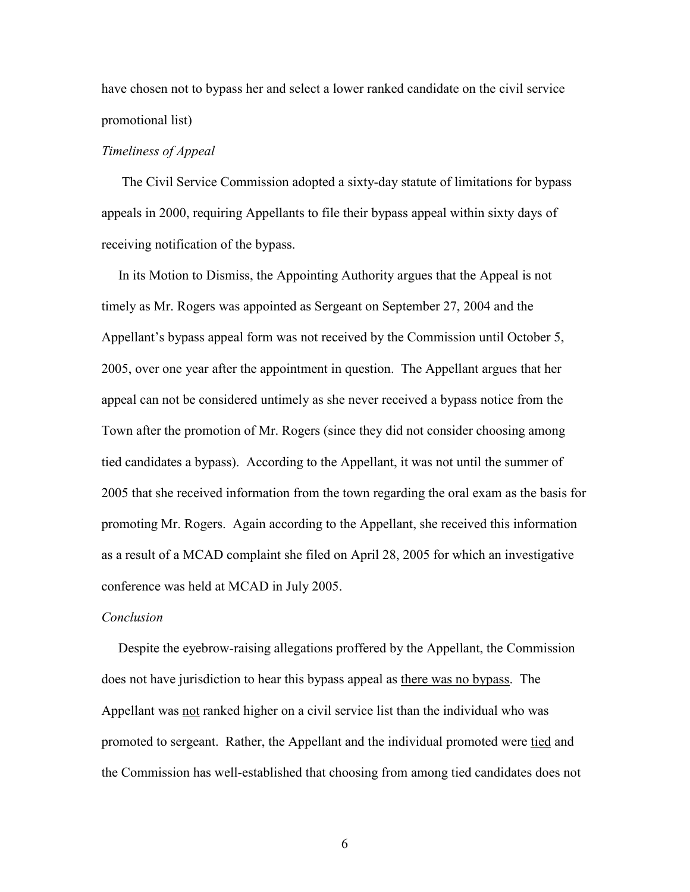have chosen not to bypass her and select a lower ranked candidate on the civil service promotional list)

*Timeliness of Appeal*

The Civil Service Commission adopted a sixty-day statute of limitations for bypass appeals in 2000, requiring Appellants to file their bypass appeal within sixty days of receiving notification of the bypass.

In its Motion to Dismiss, the Appointing Authority argues that the Appeal is not timely as Mr. Rogers was appointed as Sergeant on September 27, 2004 and the Appellant's bypass appeal form was not received by the Commission until October 5, 2005, over one year after the appointment in question. The Appellant argues that her appeal can not be considered untimely as she never received a bypass notice from the Town after the promotion of Mr. Rogers (since they did not consider choosing among tied candidates a bypass). According to the Appellant, it was not until the summer of 2005 that she received information from the town regarding the oral exam as the basis for promoting Mr. Rogers. Again according to the Appellant, she received this information as a result of a MCAD complaint she filed on April 28, 2005 for which an investigative conference was held at MCAD in July 2005.

*Conclusion*

Despite the eyebrow-raising allegations proffered by the Appellant, the Commission does not have jurisdiction to hear this bypass appeal as <u>there was no bypass</u>. The Appellant was <u>not</u> ranked higher on a civil service list than the individual who was promoted to sergeant. Rather, the Appellant and the individual promoted were <u>tied</u> and the Commission has well-established that choosing from among tied candidates does not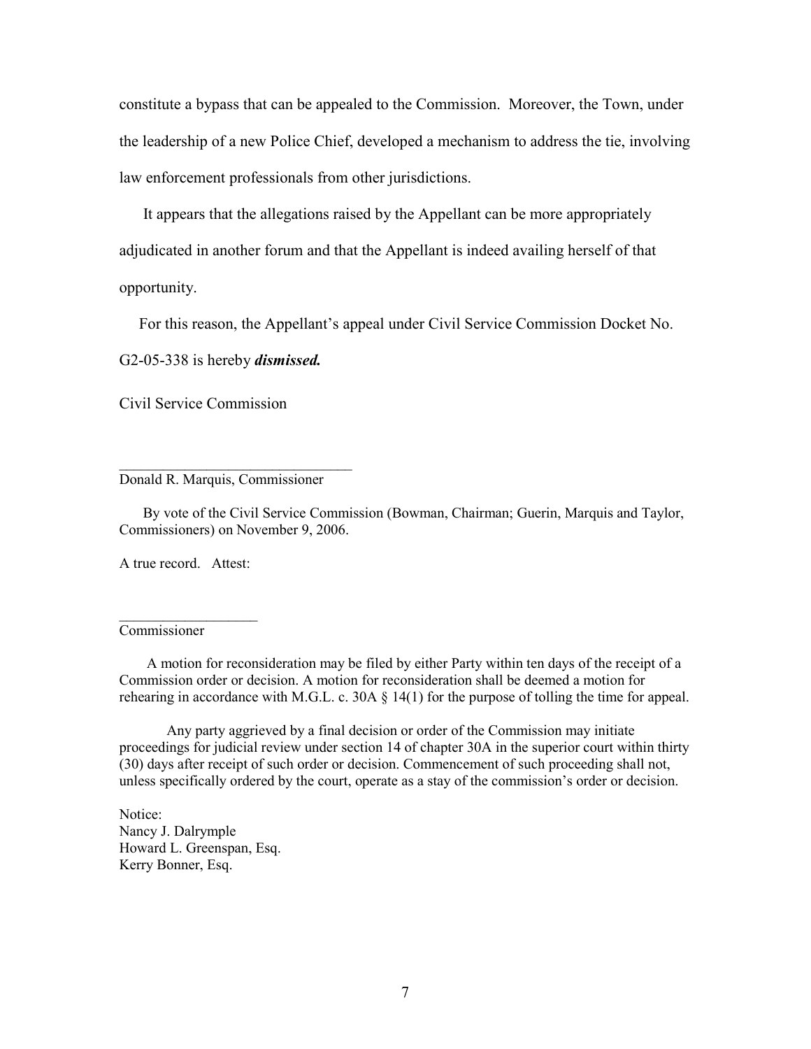constitute a bypass that can be appealed to the Commission. Moreover, the Town, under the leadership of a new Police Chief, developed a mechanism to address the tie, involving law enforcement professionals from other jurisdictions.

It appears that the allegations raised by the Appellant can be more appropriately adjudicated in another forum and that the Appellant is indeed availing herself of that opportunity.

For this reason, the Appellant's appeal under Civil Service Commission Docket No. G2-05-338 is hereby ***dismissed.***

Civil Service Commission

_______________________________
Donald R. Marquis, Commissioner

By vote of the Civil Service Commission (Bowman, Chairman; Guerin, Marquis and Taylor, Commissioners) on November 9, 2006.

A true record. Attest:

___________________
Commissioner

A motion for reconsideration may be filed by either Party within ten days of the receipt of a Commission order or decision. A motion for reconsideration shall be deemed a motion for rehearing in accordance with M.G.L. c. 30A § 14(1) for the purpose of tolling the time for appeal.

Any party aggrieved by a final decision or order of the Commission may initiate proceedings for judicial review under section 14 of chapter 30A in the superior court within thirty (30) days after receipt of such order or decision. Commencement of such proceeding shall not, unless specifically ordered by the court, operate as a stay of the commission's order or decision.

Notice:
Nancy J. Dalrymple
Howard L. Greenspan, Esq.
Kerry Bonner, Esq.